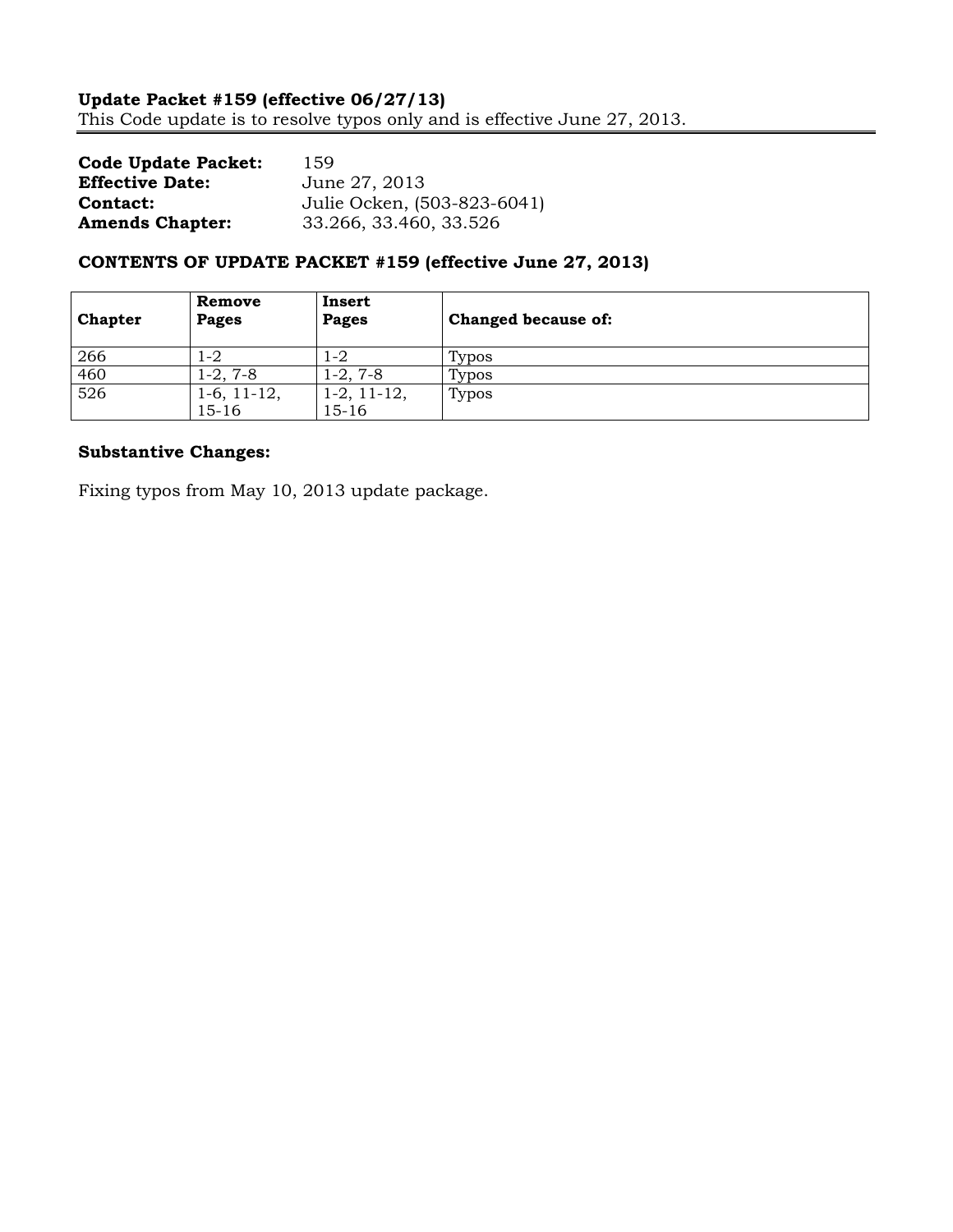**Update Packet #159 (effective 06/27/13)**
This Code update is to resolve typos only and is effective June 27, 2013.

**Code Update Packet:** 159
**Effective Date:** June 27, 2013
**Contact:** Julie Ocken, (503-823-6041)
**Amends Chapter:** 33.266, 33.460, 33.526

### CONTENTS OF UPDATE PACKET #159 (effective June 27, 2013)

| Chapter | Remove Pages | Insert Pages | Changed because of: |
|---|---|---|---|
| 266 | 1-2 | 1-2 | Typos |
| 460 | 1-2, 7-8 | 1-2, 7-8 | Typos |
| 526 | 1-6, 11-12, 15-16 | 1-2, 11-12, 15-16 | Typos |

### Substantive Changes:

Fixing typos from May 10, 2013 update package.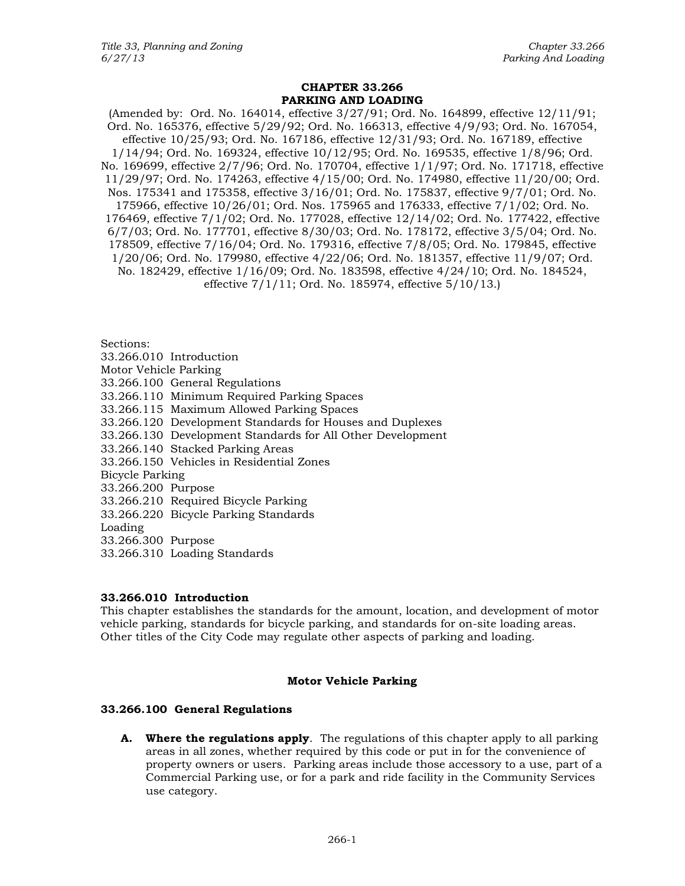# CHAPTER 33.266
# PARKING AND LOADING

(Amended by: Ord. No. 164014, effective 3/27/91; Ord. No. 164899, effective 12/11/91; Ord. No. 165376, effective 5/29/92; Ord. No. 166313, effective 4/9/93; Ord. No. 167054, effective 10/25/93; Ord. No. 167186, effective 12/31/93; Ord. No. 167189, effective 1/14/94; Ord. No. 169324, effective 10/12/95; Ord. No. 169535, effective 1/8/96; Ord. No. 169699, effective 2/7/96; Ord. No. 170704, effective 1/1/97; Ord. No. 171718, effective 11/29/97; Ord. No. 174263, effective 4/15/00; Ord. No. 174980, effective 11/20/00; Ord. Nos. 175341 and 175358, effective 3/16/01; Ord. No. 175837, effective 9/7/01; Ord. No. 175966, effective 10/26/01; Ord. Nos. 175965 and 176333, effective 7/1/02; Ord. No. 176469, effective 7/1/02; Ord. No. 177028, effective 12/14/02; Ord. No. 177422, effective 6/7/03; Ord. No. 177701, effective 8/30/03; Ord. No. 178172, effective 3/5/04; Ord. No. 178509, effective 7/16/04; Ord. No. 179316, effective 7/8/05; Ord. No. 179845, effective 1/20/06; Ord. No. 179980, effective 4/22/06; Ord. No. 181357, effective 11/9/07; Ord. No. 182429, effective 1/16/09; Ord. No. 183598, effective 4/24/10; Ord. No. 184524, effective 7/1/11; Ord. No. 185974, effective 5/10/13.)

Sections:
33.266.010 Introduction
Motor Vehicle Parking
33.266.100 General Regulations
33.266.110 Minimum Required Parking Spaces
33.266.115 Maximum Allowed Parking Spaces
33.266.120 Development Standards for Houses and Duplexes
33.266.130 Development Standards for All Other Development
33.266.140 Stacked Parking Areas
33.266.150 Vehicles in Residential Zones
Bicycle Parking
33.266.200 Purpose
33.266.210 Required Bicycle Parking
33.266.220 Bicycle Parking Standards
Loading
33.266.300 Purpose
33.266.310 Loading Standards

### 33.266.010 Introduction

This chapter establishes the standards for the amount, location, and development of motor vehicle parking, standards for bicycle parking, and standards for on-site loading areas. Other titles of the City Code may regulate other aspects of parking and loading.

## Motor Vehicle Parking

### 33.266.100 General Regulations

**A. Where the regulations apply**. The regulations of this chapter apply to all parking areas in all zones, whether required by this code or put in for the convenience of property owners or users. Parking areas include those accessory to a use, part of a Commercial Parking use, or for a park and ride facility in the Community Services use category.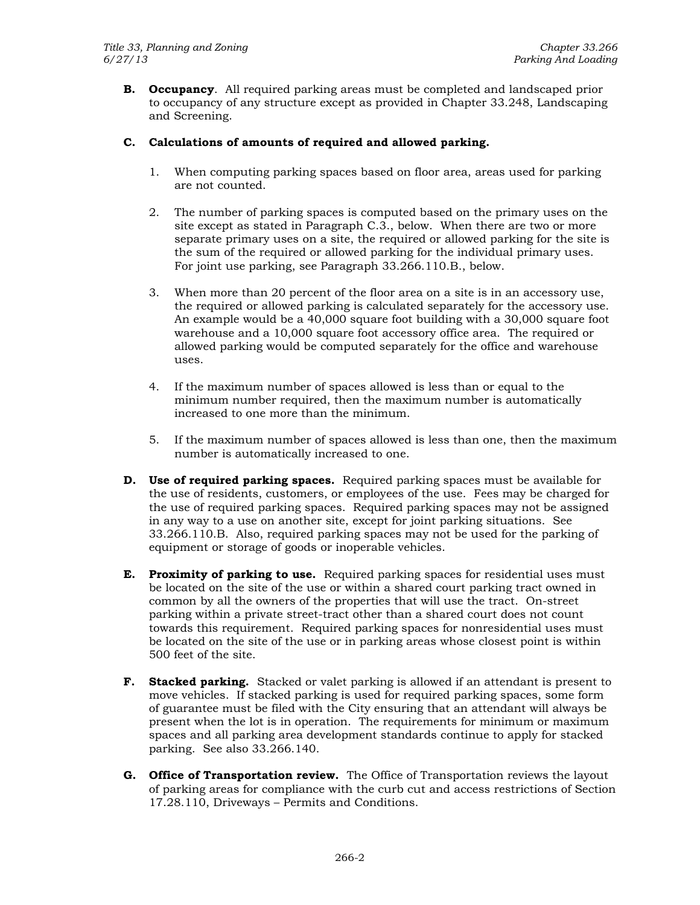**B. Occupancy**. All required parking areas must be completed and landscaped prior to occupancy of any structure except as provided in Chapter 33.248, Landscaping and Screening.

**C. Calculations of amounts of required and allowed parking.**

1. When computing parking spaces based on floor area, areas used for parking are not counted.

2. The number of parking spaces is computed based on the primary uses on the site except as stated in Paragraph C.3., below. When there are two or more separate primary uses on a site, the required or allowed parking for the site is the sum of the required or allowed parking for the individual primary uses. For joint use parking, see Paragraph 33.266.110.B., below.

3. When more than 20 percent of the floor area on a site is in an accessory use, the required or allowed parking is calculated separately for the accessory use. An example would be a 40,000 square foot building with a 30,000 square foot warehouse and a 10,000 square foot accessory office area. The required or allowed parking would be computed separately for the office and warehouse uses.

4. If the maximum number of spaces allowed is less than or equal to the minimum number required, then the maximum number is automatically increased to one more than the minimum.

5. If the maximum number of spaces allowed is less than one, then the maximum number is automatically increased to one.

**D. Use of required parking spaces.** Required parking spaces must be available for the use of residents, customers, or employees of the use. Fees may be charged for the use of required parking spaces. Required parking spaces may not be assigned in any way to a use on another site, except for joint parking situations. See 33.266.110.B. Also, required parking spaces may not be used for the parking of equipment or storage of goods or inoperable vehicles.

**E. Proximity of parking to use.** Required parking spaces for residential uses must be located on the site of the use or within a shared court parking tract owned in common by all the owners of the properties that will use the tract. On-street parking within a private street-tract other than a shared court does not count towards this requirement. Required parking spaces for nonresidential uses must be located on the site of the use or in parking areas whose closest point is within 500 feet of the site.

**F. Stacked parking.** Stacked or valet parking is allowed if an attendant is present to move vehicles. If stacked parking is used for required parking spaces, some form of guarantee must be filed with the City ensuring that an attendant will always be present when the lot is in operation. The requirements for minimum or maximum spaces and all parking area development standards continue to apply for stacked parking. See also 33.266.140.

**G. Office of Transportation review.** The Office of Transportation reviews the layout of parking areas for compliance with the curb cut and access restrictions of Section 17.28.110, Driveways – Permits and Conditions.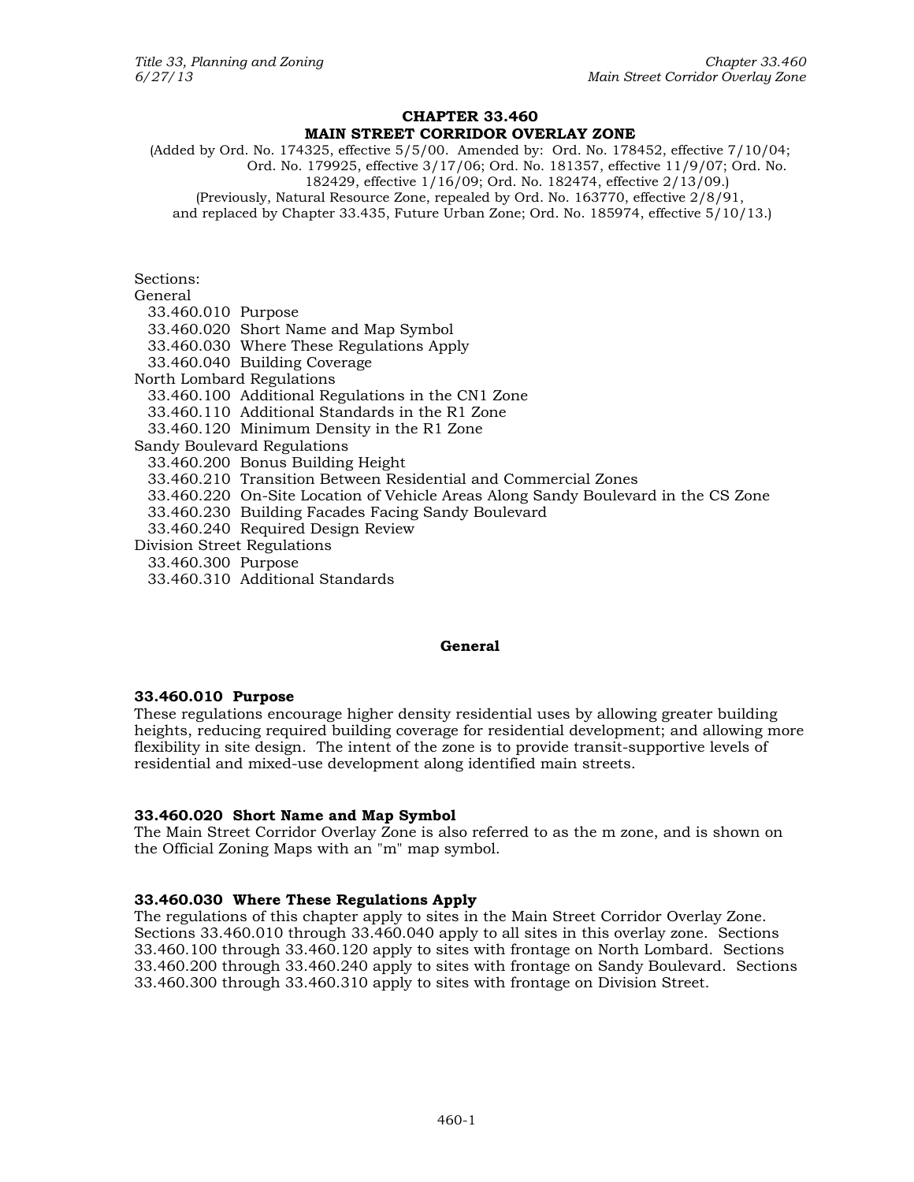# CHAPTER 33.460
# MAIN STREET CORRIDOR OVERLAY ZONE

(Added by Ord. No. 174325, effective 5/5/00. Amended by: Ord. No. 178452, effective 7/10/04; Ord. No. 179925, effective 3/17/06; Ord. No. 181357, effective 11/9/07; Ord. No. 182429, effective 1/16/09; Ord. No. 182474, effective 2/13/09.)
(Previously, Natural Resource Zone, repealed by Ord. No. 163770, effective 2/8/91, and replaced by Chapter 33.435, Future Urban Zone; Ord. No. 185974, effective 5/10/13.)

Sections:

General
- 33.460.010 Purpose
- 33.460.020 Short Name and Map Symbol
- 33.460.030 Where These Regulations Apply
- 33.460.040 Building Coverage

North Lombard Regulations
- 33.460.100 Additional Regulations in the CN1 Zone
- 33.460.110 Additional Standards in the R1 Zone
- 33.460.120 Minimum Density in the R1 Zone

Sandy Boulevard Regulations
- 33.460.200 Bonus Building Height
- 33.460.210 Transition Between Residential and Commercial Zones
- 33.460.220 On-Site Location of Vehicle Areas Along Sandy Boulevard in the CS Zone
- 33.460.230 Building Facades Facing Sandy Boulevard
- 33.460.240 Required Design Review

Division Street Regulations
- 33.460.300 Purpose
- 33.460.310 Additional Standards

## General

### 33.460.010 Purpose

These regulations encourage higher density residential uses by allowing greater building heights, reducing required building coverage for residential development; and allowing more flexibility in site design. The intent of the zone is to provide transit-supportive levels of residential and mixed-use development along identified main streets.

### 33.460.020 Short Name and Map Symbol

The Main Street Corridor Overlay Zone is also referred to as the m zone, and is shown on the Official Zoning Maps with an "m" map symbol.

### 33.460.030 Where These Regulations Apply

The regulations of this chapter apply to sites in the Main Street Corridor Overlay Zone. Sections 33.460.010 through 33.460.040 apply to all sites in this overlay zone. Sections 33.460.100 through 33.460.120 apply to sites with frontage on North Lombard. Sections 33.460.200 through 33.460.240 apply to sites with frontage on Sandy Boulevard. Sections 33.460.300 through 33.460.310 apply to sites with frontage on Division Street.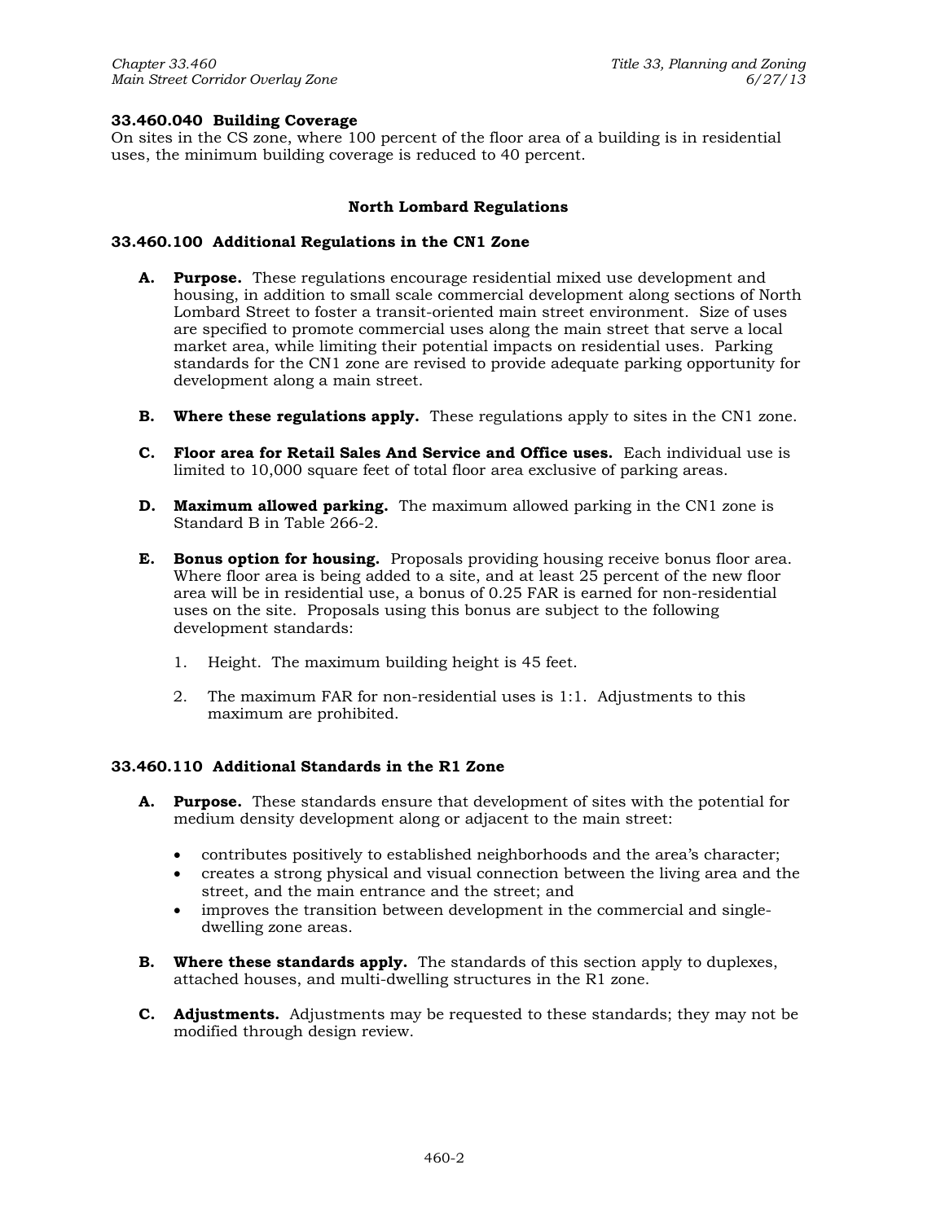### 33.460.040 Building Coverage

On sites in the CS zone, where 100 percent of the floor area of a building is in residential uses, the minimum building coverage is reduced to 40 percent.

## North Lombard Regulations

### 33.460.100 Additional Regulations in the CN1 Zone

**A. Purpose.** These regulations encourage residential mixed use development and housing, in addition to small scale commercial development along sections of North Lombard Street to foster a transit-oriented main street environment. Size of uses are specified to promote commercial uses along the main street that serve a local market area, while limiting their potential impacts on residential uses. Parking standards for the CN1 zone are revised to provide adequate parking opportunity for development along a main street.

**B. Where these regulations apply.** These regulations apply to sites in the CN1 zone.

**C. Floor area for Retail Sales And Service and Office uses.** Each individual use is limited to 10,000 square feet of total floor area exclusive of parking areas.

**D. Maximum allowed parking.** The maximum allowed parking in the CN1 zone is Standard B in Table 266-2.

**E. Bonus option for housing.** Proposals providing housing receive bonus floor area. Where floor area is being added to a site, and at least 25 percent of the new floor area will be in residential use, a bonus of 0.25 FAR is earned for non-residential uses on the site. Proposals using this bonus are subject to the following development standards:

1. Height. The maximum building height is 45 feet.

2. The maximum FAR for non-residential uses is 1:1. Adjustments to this maximum are prohibited.

### 33.460.110 Additional Standards in the R1 Zone

**A. Purpose.** These standards ensure that development of sites with the potential for medium density development along or adjacent to the main street:

- contributes positively to established neighborhoods and the area's character;
- creates a strong physical and visual connection between the living area and the street, and the main entrance and the street; and
- improves the transition between development in the commercial and single-dwelling zone areas.

**B. Where these standards apply.** The standards of this section apply to duplexes, attached houses, and multi-dwelling structures in the R1 zone.

**C. Adjustments.** Adjustments may be requested to these standards; they may not be modified through design review.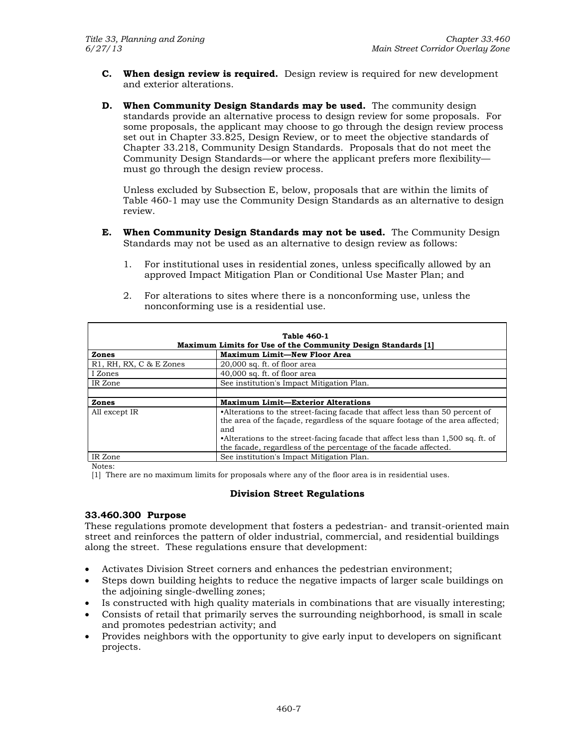**C. When design review is required.** Design review is required for new development and exterior alterations.

**D. When Community Design Standards may be used.** The community design standards provide an alternative process to design review for some proposals. For some proposals, the applicant may choose to go through the design review process set out in Chapter 33.825, Design Review, or to meet the objective standards of Chapter 33.218, Community Design Standards. Proposals that do not meet the Community Design Standards—or where the applicant prefers more flexibility—must go through the design review process.

Unless excluded by Subsection E, below, proposals that are within the limits of Table 460-1 may use the Community Design Standards as an alternative to design review.

**E. When Community Design Standards may not be used.** The Community Design Standards may not be used as an alternative to design review as follows:

1. For institutional uses in residential zones, unless specifically allowed by an approved Impact Mitigation Plan or Conditional Use Master Plan; and

2. For alterations to sites where there is a nonconforming use, unless the nonconforming use is a residential use.

**Table 460-1**
**Maximum Limits for Use of the Community Design Standards [1]**

| Zones | Maximum Limit—New Floor Area |
|---|---|
| R1, RH, RX, C & E Zones | 20,000 sq. ft. of floor area |
| I Zones | 40,000 sq. ft. of floor area |
| IR Zone | See institution's Impact Mitigation Plan. |
| | |
| **Zones** | **Maximum Limit—Exterior Alterations** |
| All except IR | •Alterations to the street-facing facade that affect less than 50 percent of the area of the façade, regardless of the square footage of the area affected; and<br>•Alterations to the street-facing facade that affect less than 1,500 sq. ft. of the facade, regardless of the percentage of the facade affected. |
| IR Zone | See institution's Impact Mitigation Plan. |

Notes:
[1] There are no maximum limits for proposals where any of the floor area is in residential uses.

## Division Street Regulations

### 33.460.300 Purpose

These regulations promote development that fosters a pedestrian- and transit-oriented main street and reinforces the pattern of older industrial, commercial, and residential buildings along the street. These regulations ensure that development:

- Activates Division Street corners and enhances the pedestrian environment;
- Steps down building heights to reduce the negative impacts of larger scale buildings on the adjoining single-dwelling zones;
- Is constructed with high quality materials in combinations that are visually interesting;
- Consists of retail that primarily serves the surrounding neighborhood, is small in scale and promotes pedestrian activity; and
- Provides neighbors with the opportunity to give early input to developers on significant projects.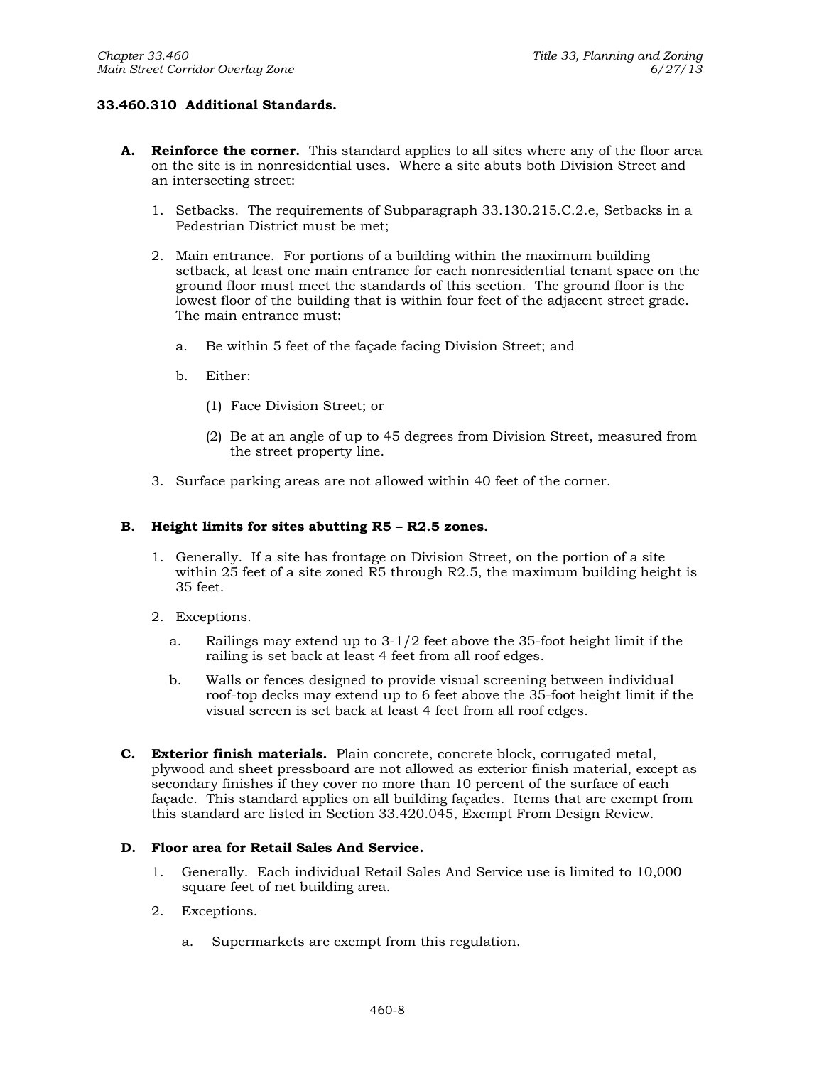### 33.460.310 Additional Standards.

**A. Reinforce the corner.** This standard applies to all sites where any of the floor area on the site is in nonresidential uses. Where a site abuts both Division Street and an intersecting street:

1. Setbacks. The requirements of Subparagraph 33.130.215.C.2.e, Setbacks in a Pedestrian District must be met;

2. Main entrance. For portions of a building within the maximum building setback, at least one main entrance for each nonresidential tenant space on the ground floor must meet the standards of this section. The ground floor is the lowest floor of the building that is within four feet of the adjacent street grade. The main entrance must:

   a. Be within 5 feet of the façade facing Division Street; and

   b. Either:

      (1) Face Division Street; or

      (2) Be at an angle of up to 45 degrees from Division Street, measured from the street property line.

3. Surface parking areas are not allowed within 40 feet of the corner.

**B. Height limits for sites abutting R5 – R2.5 zones.**

1. Generally. If a site has frontage on Division Street, on the portion of a site within 25 feet of a site zoned R5 through R2.5, the maximum building height is 35 feet.

2. Exceptions.

   a. Railings may extend up to 3-1/2 feet above the 35-foot height limit if the railing is set back at least 4 feet from all roof edges.

   b. Walls or fences designed to provide visual screening between individual roof-top decks may extend up to 6 feet above the 35-foot height limit if the visual screen is set back at least 4 feet from all roof edges.

**C. Exterior finish materials.** Plain concrete, concrete block, corrugated metal, plywood and sheet pressboard are not allowed as exterior finish material, except as secondary finishes if they cover no more than 10 percent of the surface of each façade. This standard applies on all building façades. Items that are exempt from this standard are listed in Section 33.420.045, Exempt From Design Review.

**D. Floor area for Retail Sales And Service.**

1. Generally. Each individual Retail Sales And Service use is limited to 10,000 square feet of net building area.

2. Exceptions.

   a. Supermarkets are exempt from this regulation.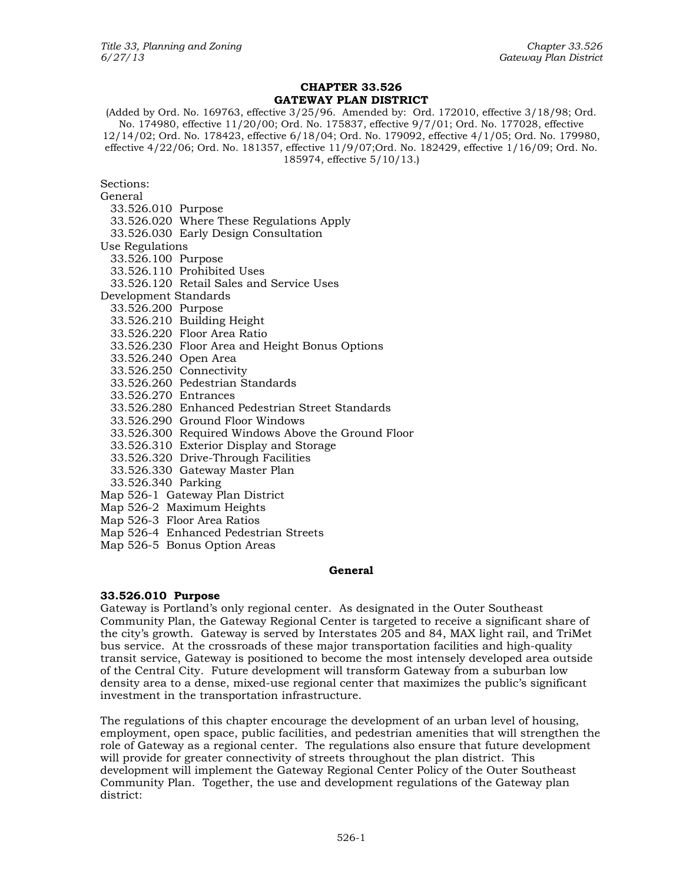# CHAPTER 33.526
# GATEWAY PLAN DISTRICT

(Added by Ord. No. 169763, effective 3/25/96. Amended by: Ord. 172010, effective 3/18/98; Ord. No. 174980, effective 11/20/00; Ord. No. 175837, effective 9/7/01; Ord. No. 177028, effective 12/14/02; Ord. No. 178423, effective 6/18/04; Ord. No. 179092, effective 4/1/05; Ord. No. 179980, effective 4/22/06; Ord. No. 181357, effective 11/9/07;Ord. No. 182429, effective 1/16/09; Ord. No. 185974, effective 5/10/13.)

Sections:

General
- 33.526.010 Purpose
- 33.526.020 Where These Regulations Apply
- 33.526.030 Early Design Consultation

Use Regulations
- 33.526.100 Purpose
- 33.526.110 Prohibited Uses
- 33.526.120 Retail Sales and Service Uses

Development Standards
- 33.526.200 Purpose
- 33.526.210 Building Height
- 33.526.220 Floor Area Ratio
- 33.526.230 Floor Area and Height Bonus Options
- 33.526.240 Open Area
- 33.526.250 Connectivity
- 33.526.260 Pedestrian Standards
- 33.526.270 Entrances
- 33.526.280 Enhanced Pedestrian Street Standards
- 33.526.290 Ground Floor Windows
- 33.526.300 Required Windows Above the Ground Floor
- 33.526.310 Exterior Display and Storage
- 33.526.320 Drive-Through Facilities
- 33.526.330 Gateway Master Plan
- 33.526.340 Parking

Map 526-1 Gateway Plan District
Map 526-2 Maximum Heights
Map 526-3 Floor Area Ratios
Map 526-4 Enhanced Pedestrian Streets
Map 526-5 Bonus Option Areas

## General

### 33.526.010 Purpose

Gateway is Portland's only regional center. As designated in the Outer Southeast Community Plan, the Gateway Regional Center is targeted to receive a significant share of the city's growth. Gateway is served by Interstates 205 and 84, MAX light rail, and TriMet bus service. At the crossroads of these major transportation facilities and high-quality transit service, Gateway is positioned to become the most intensely developed area outside of the Central City. Future development will transform Gateway from a suburban low density area to a dense, mixed-use regional center that maximizes the public's significant investment in the transportation infrastructure.

The regulations of this chapter encourage the development of an urban level of housing, employment, open space, public facilities, and pedestrian amenities that will strengthen the role of Gateway as a regional center. The regulations also ensure that future development will provide for greater connectivity of streets throughout the plan district. This development will implement the Gateway Regional Center Policy of the Outer Southeast Community Plan. Together, the use and development regulations of the Gateway plan district: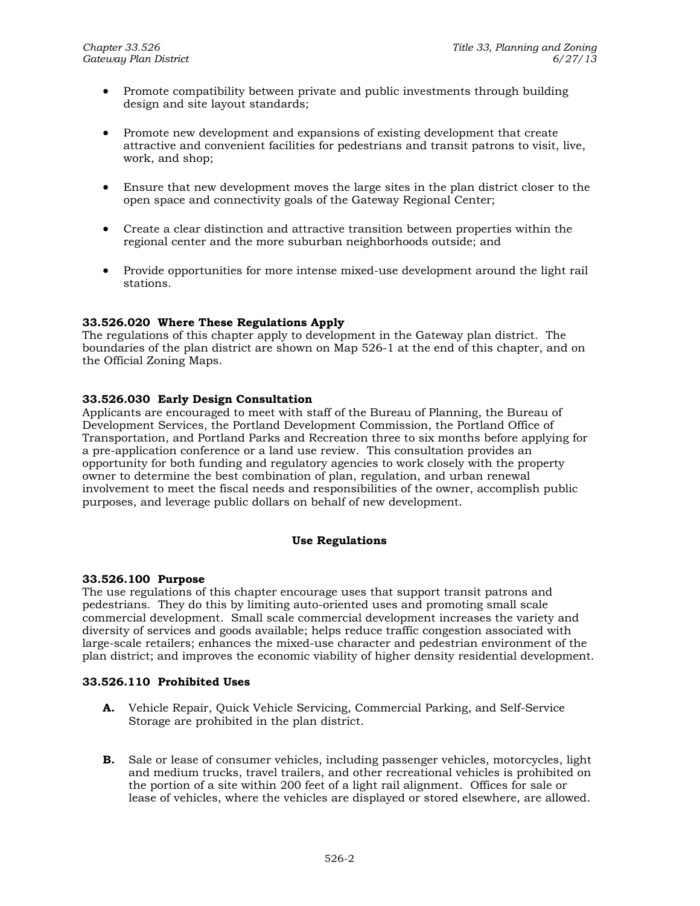- Promote compatibility between private and public investments through building design and site layout standards;
- Promote new development and expansions of existing development that create attractive and convenient facilities for pedestrians and transit patrons to visit, live, work, and shop;
- Ensure that new development moves the large sites in the plan district closer to the open space and connectivity goals of the Gateway Regional Center;
- Create a clear distinction and attractive transition between properties within the regional center and the more suburban neighborhoods outside; and
- Provide opportunities for more intense mixed-use development around the light rail stations.

**33.526.020 Where These Regulations Apply**
The regulations of this chapter apply to development in the Gateway plan district. The boundaries of the plan district are shown on Map 526-1 at the end of this chapter, and on the Official Zoning Maps.

**33.526.030 Early Design Consultation**
Applicants are encouraged to meet with staff of the Bureau of Planning, the Bureau of Development Services, the Portland Development Commission, the Portland Office of Transportation, and Portland Parks and Recreation three to six months before applying for a pre-application conference or a land use review. This consultation provides an opportunity for both funding and regulatory agencies to work closely with the property owner to determine the best combination of plan, regulation, and urban renewal involvement to meet the fiscal needs and responsibilities of the owner, accomplish public purposes, and leverage public dollars on behalf of new development.

## Use Regulations

**33.526.100 Purpose**
The use regulations of this chapter encourage uses that support transit patrons and pedestrians. They do this by limiting auto-oriented uses and promoting small scale commercial development. Small scale commercial development increases the variety and diversity of services and goods available; helps reduce traffic congestion associated with large-scale retailers; enhances the mixed-use character and pedestrian environment of the plan district; and improves the economic viability of higher density residential development.

**33.526.110 Prohibited Uses**

**A.** Vehicle Repair, Quick Vehicle Servicing, Commercial Parking, and Self-Service Storage are prohibited in the plan district.

**B.** Sale or lease of consumer vehicles, including passenger vehicles, motorcycles, light and medium trucks, travel trailers, and other recreational vehicles is prohibited on the portion of a site within 200 feet of a light rail alignment. Offices for sale or lease of vehicles, where the vehicles are displayed or stored elsewhere, are allowed.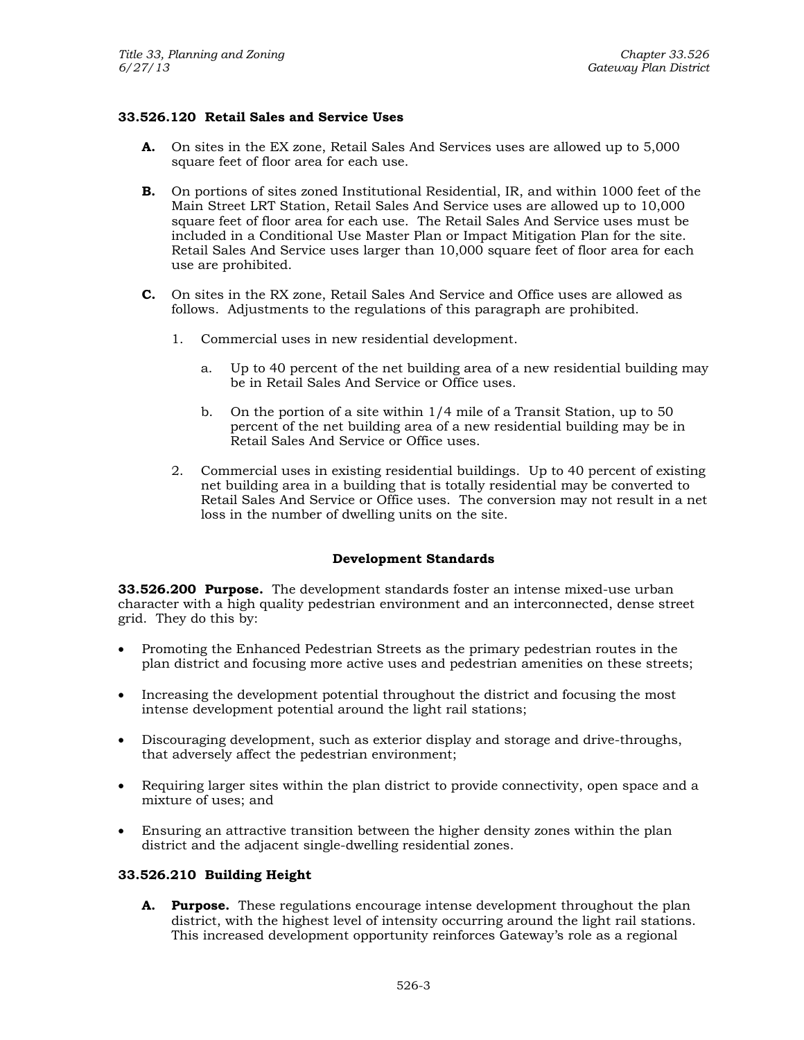### 33.526.120 Retail Sales and Service Uses

**A.** On sites in the EX zone, Retail Sales And Services uses are allowed up to 5,000 square feet of floor area for each use.

**B.** On portions of sites zoned Institutional Residential, IR, and within 1000 feet of the Main Street LRT Station, Retail Sales And Service uses are allowed up to 10,000 square feet of floor area for each use. The Retail Sales And Service uses must be included in a Conditional Use Master Plan or Impact Mitigation Plan for the site. Retail Sales And Service uses larger than 10,000 square feet of floor area for each use are prohibited.

**C.** On sites in the RX zone, Retail Sales And Service and Office uses are allowed as follows. Adjustments to the regulations of this paragraph are prohibited.

1. Commercial uses in new residential development.

   a. Up to 40 percent of the net building area of a new residential building may be in Retail Sales And Service or Office uses.

   b. On the portion of a site within 1/4 mile of a Transit Station, up to 50 percent of the net building area of a new residential building may be in Retail Sales And Service or Office uses.

2. Commercial uses in existing residential buildings. Up to 40 percent of existing net building area in a building that is totally residential may be converted to Retail Sales And Service or Office uses. The conversion may not result in a net loss in the number of dwelling units on the site.

## Development Standards

**33.526.200 Purpose.** The development standards foster an intense mixed-use urban character with a high quality pedestrian environment and an interconnected, dense street grid. They do this by:

- Promoting the Enhanced Pedestrian Streets as the primary pedestrian routes in the plan district and focusing more active uses and pedestrian amenities on these streets;
- Increasing the development potential throughout the district and focusing the most intense development potential around the light rail stations;
- Discouraging development, such as exterior display and storage and drive-throughs, that adversely affect the pedestrian environment;
- Requiring larger sites within the plan district to provide connectivity, open space and a mixture of uses; and
- Ensuring an attractive transition between the higher density zones within the plan district and the adjacent single-dwelling residential zones.

### 33.526.210 Building Height

**A. Purpose.** These regulations encourage intense development throughout the plan district, with the highest level of intensity occurring around the light rail stations. This increased development opportunity reinforces Gateway's role as a regional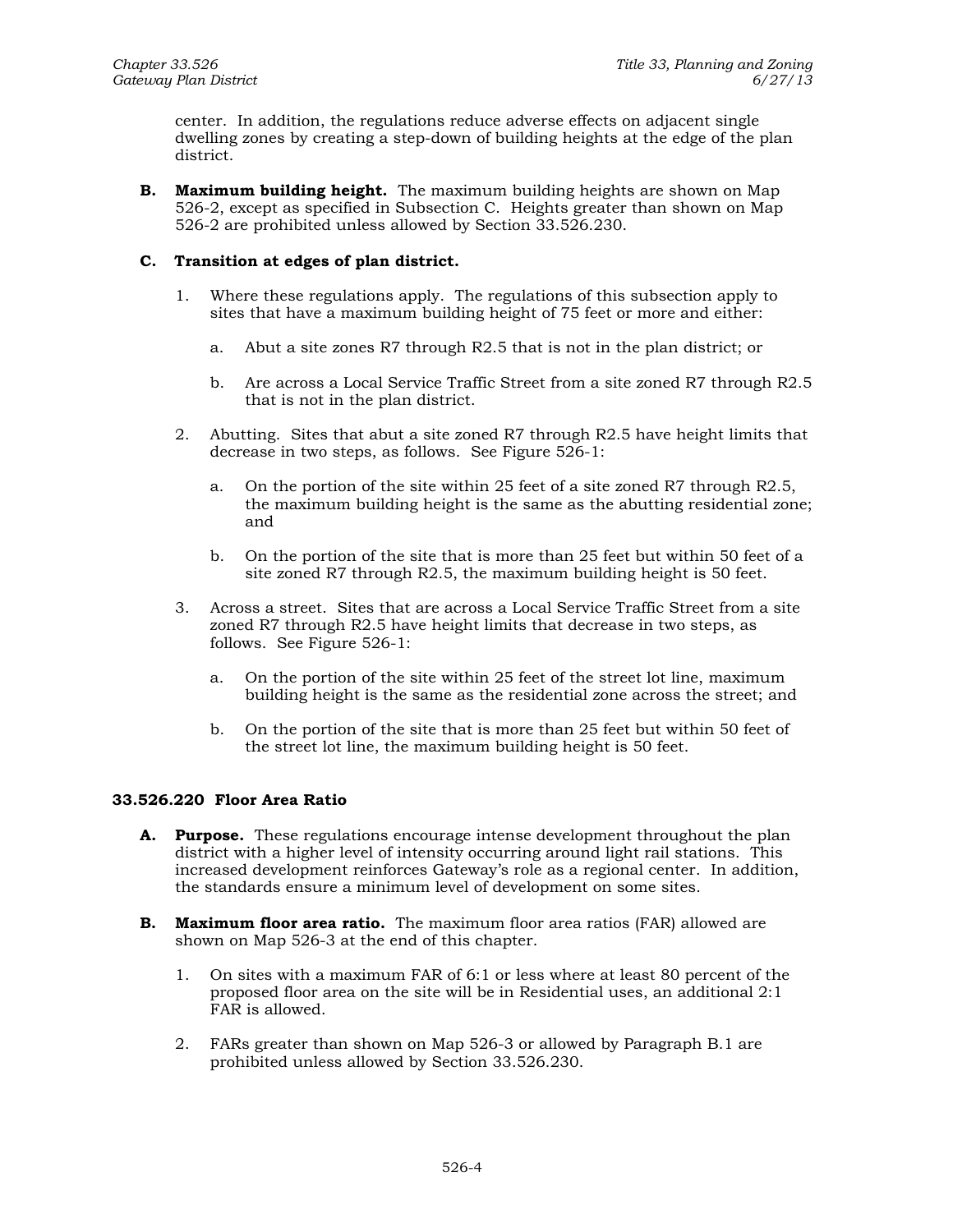center. In addition, the regulations reduce adverse effects on adjacent single dwelling zones by creating a step-down of building heights at the edge of the plan district.

**B. Maximum building height.** The maximum building heights are shown on Map 526-2, except as specified in Subsection C. Heights greater than shown on Map 526-2 are prohibited unless allowed by Section 33.526.230.

**C. Transition at edges of plan district.**

1. Where these regulations apply. The regulations of this subsection apply to sites that have a maximum building height of 75 feet or more and either:

   a. Abut a site zones R7 through R2.5 that is not in the plan district; or

   b. Are across a Local Service Traffic Street from a site zoned R7 through R2.5 that is not in the plan district.

2. Abutting. Sites that abut a site zoned R7 through R2.5 have height limits that decrease in two steps, as follows. See Figure 526-1:

   a. On the portion of the site within 25 feet of a site zoned R7 through R2.5, the maximum building height is the same as the abutting residential zone; and

   b. On the portion of the site that is more than 25 feet but within 50 feet of a site zoned R7 through R2.5, the maximum building height is 50 feet.

3. Across a street. Sites that are across a Local Service Traffic Street from a site zoned R7 through R2.5 have height limits that decrease in two steps, as follows. See Figure 526-1:

   a. On the portion of the site within 25 feet of the street lot line, maximum building height is the same as the residential zone across the street; and

   b. On the portion of the site that is more than 25 feet but within 50 feet of the street lot line, the maximum building height is 50 feet.

### 33.526.220 Floor Area Ratio

**A. Purpose.** These regulations encourage intense development throughout the plan district with a higher level of intensity occurring around light rail stations. This increased development reinforces Gateway's role as a regional center. In addition, the standards ensure a minimum level of development on some sites.

**B. Maximum floor area ratio.** The maximum floor area ratios (FAR) allowed are shown on Map 526-3 at the end of this chapter.

1. On sites with a maximum FAR of 6:1 or less where at least 80 percent of the proposed floor area on the site will be in Residential uses, an additional 2:1 FAR is allowed.

2. FARs greater than shown on Map 526-3 or allowed by Paragraph B.1 are prohibited unless allowed by Section 33.526.230.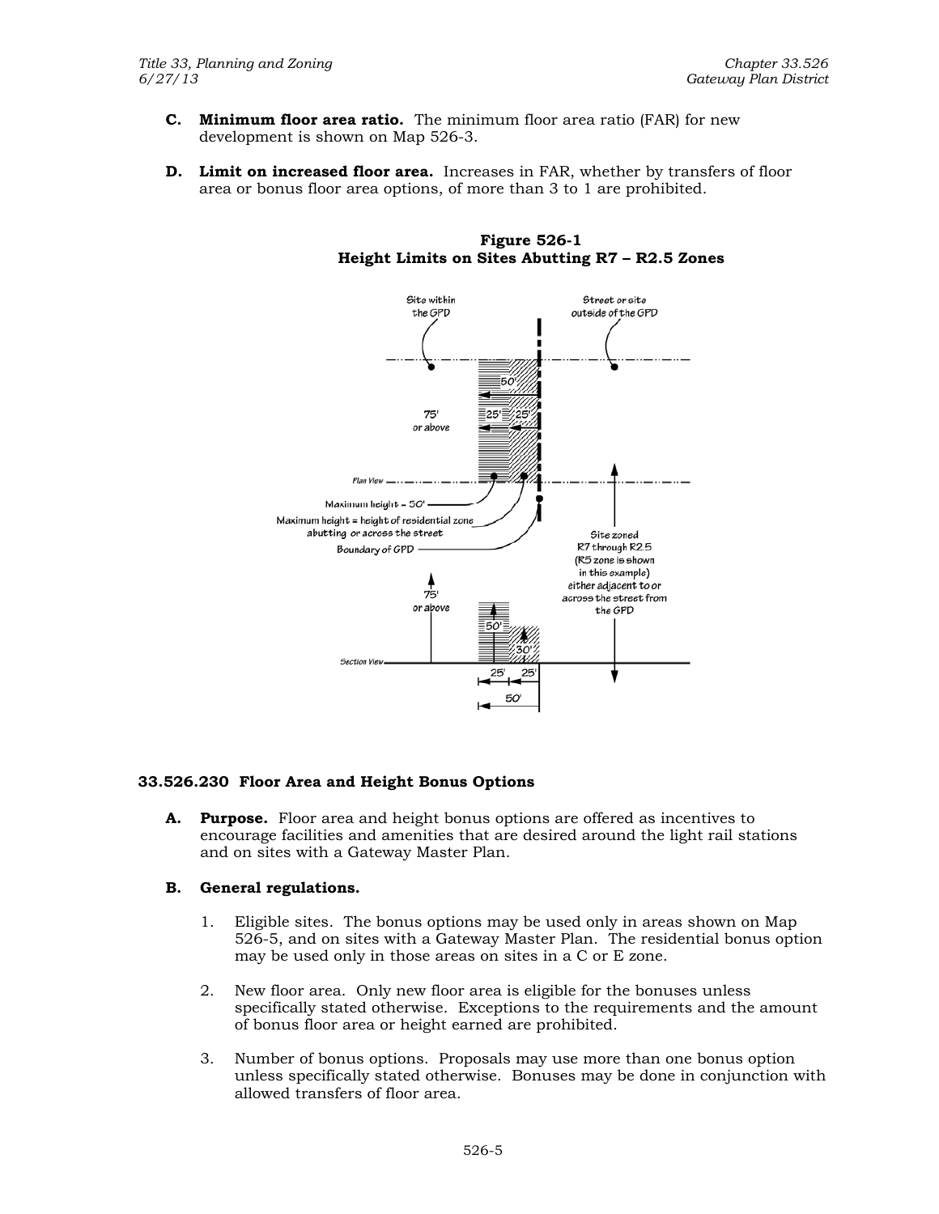**C. Minimum floor area ratio.** The minimum floor area ratio (FAR) for new development is shown on Map 526-3.

**D. Limit on increased floor area.** Increases in FAR, whether by transfers of floor area or bonus floor area options, of more than 3 to 1 are prohibited.

**Figure 526-1**
**Height Limits on Sites Abutting R7 – R2.5 Zones**

Site within the GPD

Street or site outside of the GPD

50'

75' or above

25' 25'

Plan View

Maximum height - 50'

Maximum height = height of residential zone abutting or across the street

Boundary of GPD

Site zoned R7 through R2.5 (R5 zone is shown in this example) either adjacent to or across the street from the GPD

75' or above

50'

30'

Section View

25' 25'

50'

### 33.526.230 Floor Area and Height Bonus Options

**A. Purpose.** Floor area and height bonus options are offered as incentives to encourage facilities and amenities that are desired around the light rail stations and on sites with a Gateway Master Plan.

**B. General regulations.**

1. Eligible sites. The bonus options may be used only in areas shown on Map 526-5, and on sites with a Gateway Master Plan. The residential bonus option may be used only in those areas on sites in a C or E zone.

2. New floor area. Only new floor area is eligible for the bonuses unless specifically stated otherwise. Exceptions to the requirements and the amount of bonus floor area or height earned are prohibited.

3. Number of bonus options. Proposals may use more than one bonus option unless specifically stated otherwise. Bonuses may be done in conjunction with allowed transfers of floor area.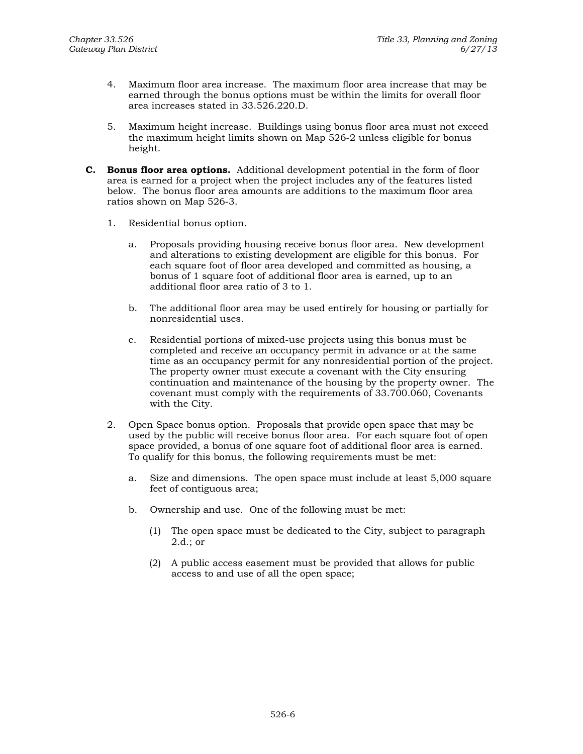4. Maximum floor area increase. The maximum floor area increase that may be earned through the bonus options must be within the limits for overall floor area increases stated in 33.526.220.D.

5. Maximum height increase. Buildings using bonus floor area must not exceed the maximum height limits shown on Map 526-2 unless eligible for bonus height.

**C. Bonus floor area options.** Additional development potential in the form of floor area is earned for a project when the project includes any of the features listed below. The bonus floor area amounts are additions to the maximum floor area ratios shown on Map 526-3.

1. Residential bonus option.

   a. Proposals providing housing receive bonus floor area. New development and alterations to existing development are eligible for this bonus. For each square foot of floor area developed and committed as housing, a bonus of 1 square foot of additional floor area is earned, up to an additional floor area ratio of 3 to 1.

   b. The additional floor area may be used entirely for housing or partially for nonresidential uses.

   c. Residential portions of mixed-use projects using this bonus must be completed and receive an occupancy permit in advance or at the same time as an occupancy permit for any nonresidential portion of the project. The property owner must execute a covenant with the City ensuring continuation and maintenance of the housing by the property owner. The covenant must comply with the requirements of 33.700.060, Covenants with the City.

2. Open Space bonus option. Proposals that provide open space that may be used by the public will receive bonus floor area. For each square foot of open space provided, a bonus of one square foot of additional floor area is earned. To qualify for this bonus, the following requirements must be met:

   a. Size and dimensions. The open space must include at least 5,000 square feet of contiguous area;

   b. Ownership and use. One of the following must be met:

      (1) The open space must be dedicated to the City, subject to paragraph 2.d.; or

      (2) A public access easement must be provided that allows for public access to and use of all the open space;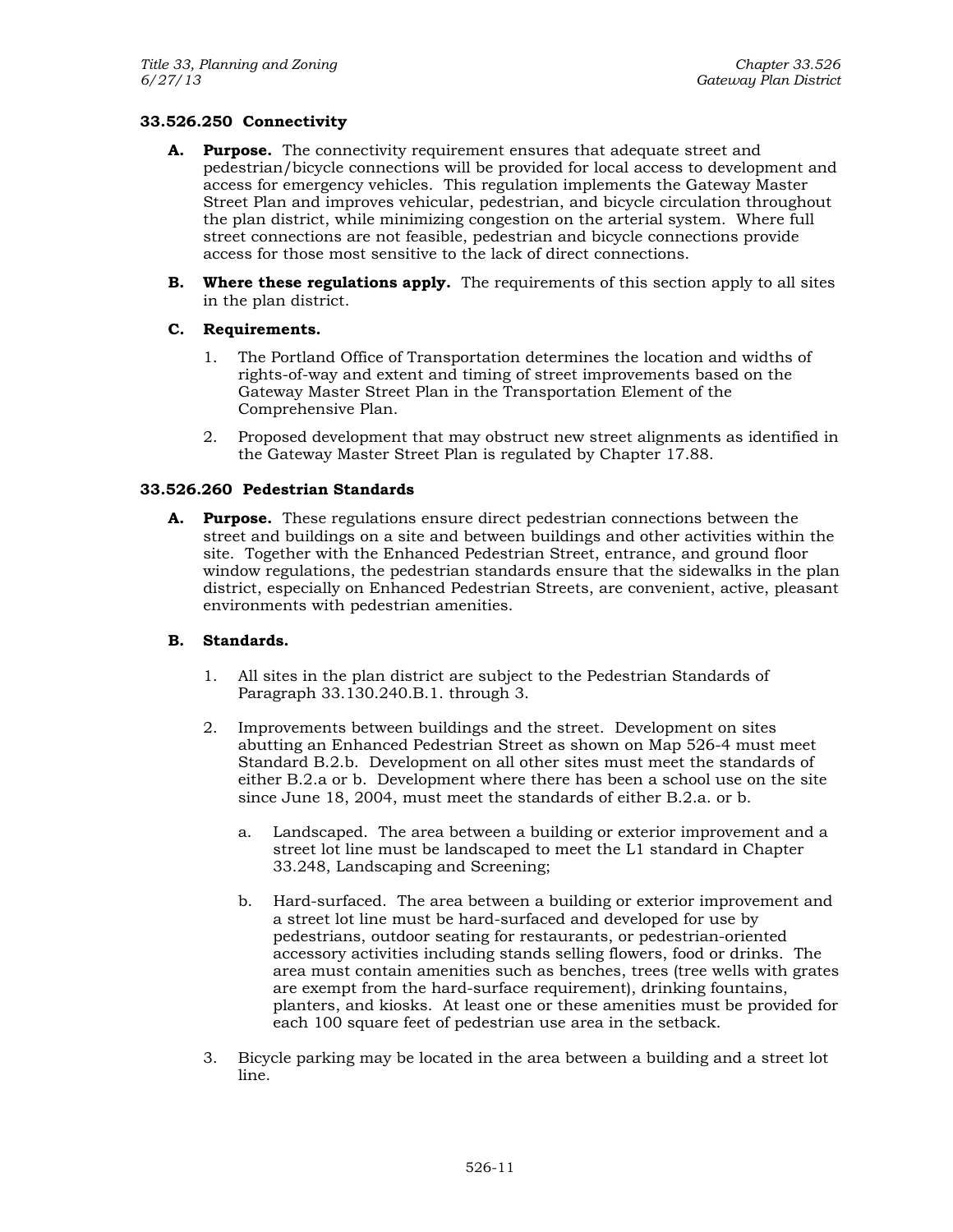### 33.526.250 Connectivity

**A. Purpose.** The connectivity requirement ensures that adequate street and pedestrian/bicycle connections will be provided for local access to development and access for emergency vehicles. This regulation implements the Gateway Master Street Plan and improves vehicular, pedestrian, and bicycle circulation throughout the plan district, while minimizing congestion on the arterial system. Where full street connections are not feasible, pedestrian and bicycle connections provide access for those most sensitive to the lack of direct connections.

**B. Where these regulations apply.** The requirements of this section apply to all sites in the plan district.

**C. Requirements.**

1. The Portland Office of Transportation determines the location and widths of rights-of-way and extent and timing of street improvements based on the Gateway Master Street Plan in the Transportation Element of the Comprehensive Plan.

2. Proposed development that may obstruct new street alignments as identified in the Gateway Master Street Plan is regulated by Chapter 17.88.

### 33.526.260 Pedestrian Standards

**A. Purpose.** These regulations ensure direct pedestrian connections between the street and buildings on a site and between buildings and other activities within the site. Together with the Enhanced Pedestrian Street, entrance, and ground floor window regulations, the pedestrian standards ensure that the sidewalks in the plan district, especially on Enhanced Pedestrian Streets, are convenient, active, pleasant environments with pedestrian amenities.

**B. Standards.**

1. All sites in the plan district are subject to the Pedestrian Standards of Paragraph 33.130.240.B.1. through 3.

2. Improvements between buildings and the street. Development on sites abutting an Enhanced Pedestrian Street as shown on Map 526-4 must meet Standard B.2.b. Development on all other sites must meet the standards of either B.2.a or b. Development where there has been a school use on the site since June 18, 2004, must meet the standards of either B.2.a. or b.

   a. Landscaped. The area between a building or exterior improvement and a street lot line must be landscaped to meet the L1 standard in Chapter 33.248, Landscaping and Screening;

   b. Hard-surfaced. The area between a building or exterior improvement and a street lot line must be hard-surfaced and developed for use by pedestrians, outdoor seating for restaurants, or pedestrian-oriented accessory activities including stands selling flowers, food or drinks. The area must contain amenities such as benches, trees (tree wells with grates are exempt from the hard-surface requirement), drinking fountains, planters, and kiosks. At least one or these amenities must be provided for each 100 square feet of pedestrian use area in the setback.

3. Bicycle parking may be located in the area between a building and a street lot line.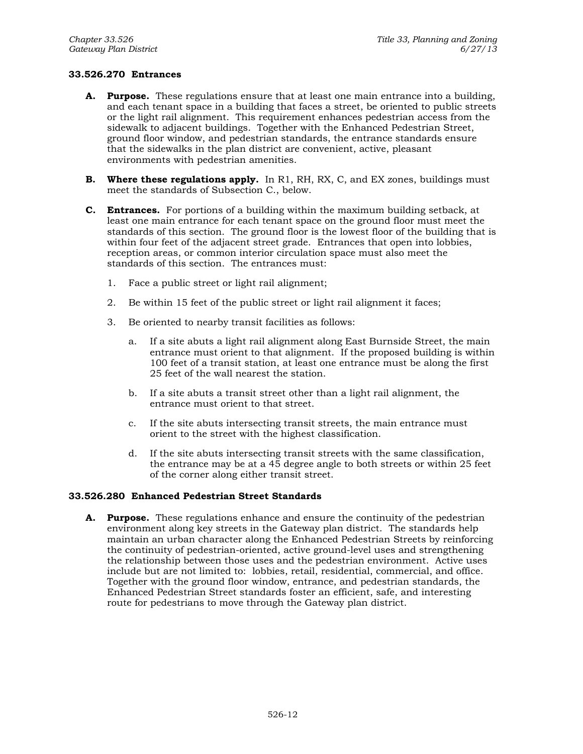### 33.526.270 Entrances

**A. Purpose.** These regulations ensure that at least one main entrance into a building, and each tenant space in a building that faces a street, be oriented to public streets or the light rail alignment. This requirement enhances pedestrian access from the sidewalk to adjacent buildings. Together with the Enhanced Pedestrian Street, ground floor window, and pedestrian standards, the entrance standards ensure that the sidewalks in the plan district are convenient, active, pleasant environments with pedestrian amenities.

**B. Where these regulations apply.** In R1, RH, RX, C, and EX zones, buildings must meet the standards of Subsection C., below.

**C. Entrances.** For portions of a building within the maximum building setback, at least one main entrance for each tenant space on the ground floor must meet the standards of this section. The ground floor is the lowest floor of the building that is within four feet of the adjacent street grade. Entrances that open into lobbies, reception areas, or common interior circulation space must also meet the standards of this section. The entrances must:

1. Face a public street or light rail alignment;

2. Be within 15 feet of the public street or light rail alignment it faces;

3. Be oriented to nearby transit facilities as follows:

   a. If a site abuts a light rail alignment along East Burnside Street, the main entrance must orient to that alignment. If the proposed building is within 100 feet of a transit station, at least one entrance must be along the first 25 feet of the wall nearest the station.

   b. If a site abuts a transit street other than a light rail alignment, the entrance must orient to that street.

   c. If the site abuts intersecting transit streets, the main entrance must orient to the street with the highest classification.

   d. If the site abuts intersecting transit streets with the same classification, the entrance may be at a 45 degree angle to both streets or within 25 feet of the corner along either transit street.

### 33.526.280 Enhanced Pedestrian Street Standards

**A. Purpose.** These regulations enhance and ensure the continuity of the pedestrian environment along key streets in the Gateway plan district. The standards help maintain an urban character along the Enhanced Pedestrian Streets by reinforcing the continuity of pedestrian-oriented, active ground-level uses and strengthening the relationship between those uses and the pedestrian environment. Active uses include but are not limited to: lobbies, retail, residential, commercial, and office. Together with the ground floor window, entrance, and pedestrian standards, the Enhanced Pedestrian Street standards foster an efficient, safe, and interesting route for pedestrians to move through the Gateway plan district.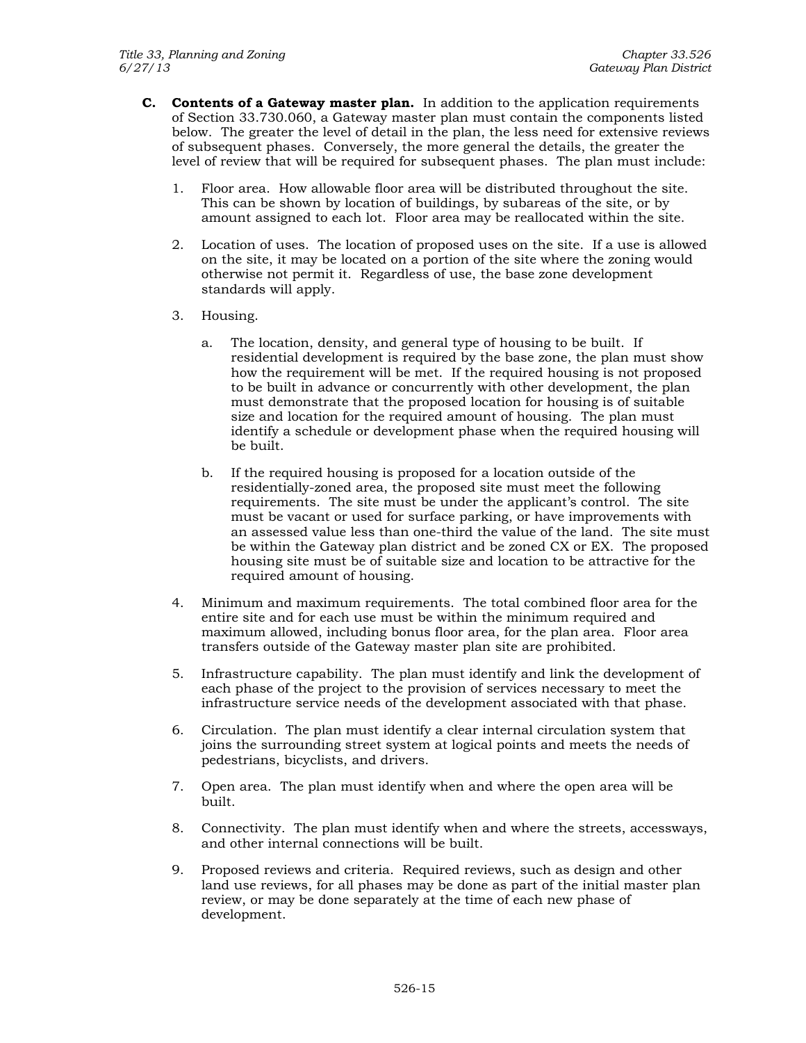**C. Contents of a Gateway master plan.** In addition to the application requirements of Section 33.730.060, a Gateway master plan must contain the components listed below. The greater the level of detail in the plan, the less need for extensive reviews of subsequent phases. Conversely, the more general the details, the greater the level of review that will be required for subsequent phases. The plan must include:

1. Floor area. How allowable floor area will be distributed throughout the site. This can be shown by location of buildings, by subareas of the site, or by amount assigned to each lot. Floor area may be reallocated within the site.

2. Location of uses. The location of proposed uses on the site. If a use is allowed on the site, it may be located on a portion of the site where the zoning would otherwise not permit it. Regardless of use, the base zone development standards will apply.

3. Housing.

   a. The location, density, and general type of housing to be built. If residential development is required by the base zone, the plan must show how the requirement will be met. If the required housing is not proposed to be built in advance or concurrently with other development, the plan must demonstrate that the proposed location for housing is of suitable size and location for the required amount of housing. The plan must identify a schedule or development phase when the required housing will be built.

   b. If the required housing is proposed for a location outside of the residentially-zoned area, the proposed site must meet the following requirements. The site must be under the applicant's control. The site must be vacant or used for surface parking, or have improvements with an assessed value less than one-third the value of the land. The site must be within the Gateway plan district and be zoned CX or EX. The proposed housing site must be of suitable size and location to be attractive for the required amount of housing.

4. Minimum and maximum requirements. The total combined floor area for the entire site and for each use must be within the minimum required and maximum allowed, including bonus floor area, for the plan area. Floor area transfers outside of the Gateway master plan site are prohibited.

5. Infrastructure capability. The plan must identify and link the development of each phase of the project to the provision of services necessary to meet the infrastructure service needs of the development associated with that phase.

6. Circulation. The plan must identify a clear internal circulation system that joins the surrounding street system at logical points and meets the needs of pedestrians, bicyclists, and drivers.

7. Open area. The plan must identify when and where the open area will be built.

8. Connectivity. The plan must identify when and where the streets, accessways, and other internal connections will be built.

9. Proposed reviews and criteria. Required reviews, such as design and other land use reviews, for all phases may be done as part of the initial master plan review, or may be done separately at the time of each new phase of development.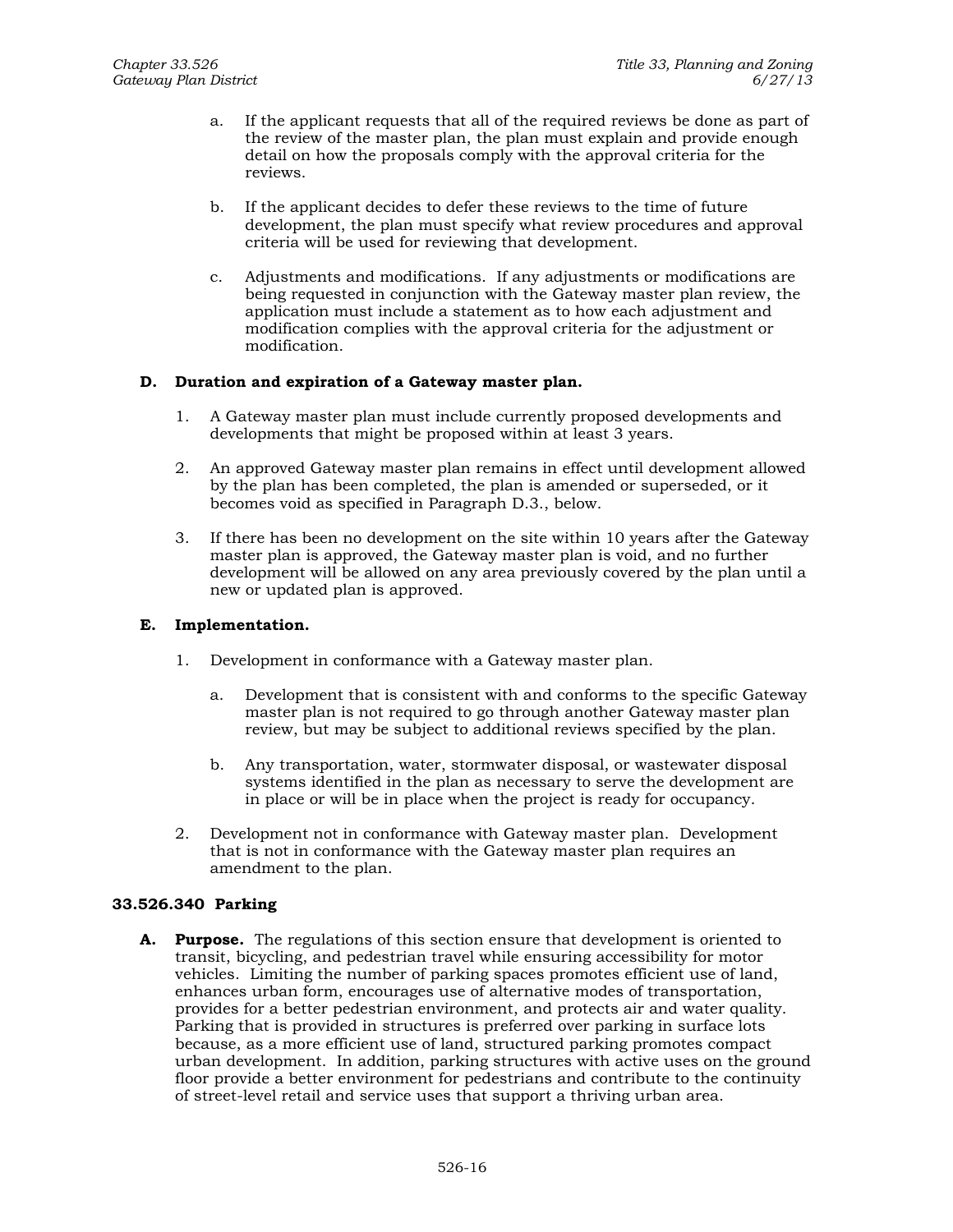a. If the applicant requests that all of the required reviews be done as part of the review of the master plan, the plan must explain and provide enough detail on how the proposals comply with the approval criteria for the reviews.

b. If the applicant decides to defer these reviews to the time of future development, the plan must specify what review procedures and approval criteria will be used for reviewing that development.

c. Adjustments and modifications. If any adjustments or modifications are being requested in conjunction with the Gateway master plan review, the application must include a statement as to how each adjustment and modification complies with the approval criteria for the adjustment or modification.

**D. Duration and expiration of a Gateway master plan.**

1. A Gateway master plan must include currently proposed developments and developments that might be proposed within at least 3 years.

2. An approved Gateway master plan remains in effect until development allowed by the plan has been completed, the plan is amended or superseded, or it becomes void as specified in Paragraph D.3., below.

3. If there has been no development on the site within 10 years after the Gateway master plan is approved, the Gateway master plan is void, and no further development will be allowed on any area previously covered by the plan until a new or updated plan is approved.

**E. Implementation.**

1. Development in conformance with a Gateway master plan.

   a. Development that is consistent with and conforms to the specific Gateway master plan is not required to go through another Gateway master plan review, but may be subject to additional reviews specified by the plan.

   b. Any transportation, water, stormwater disposal, or wastewater disposal systems identified in the plan as necessary to serve the development are in place or will be in place when the project is ready for occupancy.

2. Development not in conformance with Gateway master plan. Development that is not in conformance with the Gateway master plan requires an amendment to the plan.

### 33.526.340 Parking

**A. Purpose.** The regulations of this section ensure that development is oriented to transit, bicycling, and pedestrian travel while ensuring accessibility for motor vehicles. Limiting the number of parking spaces promotes efficient use of land, enhances urban form, encourages use of alternative modes of transportation, provides for a better pedestrian environment, and protects air and water quality. Parking that is provided in structures is preferred over parking in surface lots because, as a more efficient use of land, structured parking promotes compact urban development. In addition, parking structures with active uses on the ground floor provide a better environment for pedestrians and contribute to the continuity of street-level retail and service uses that support a thriving urban area.